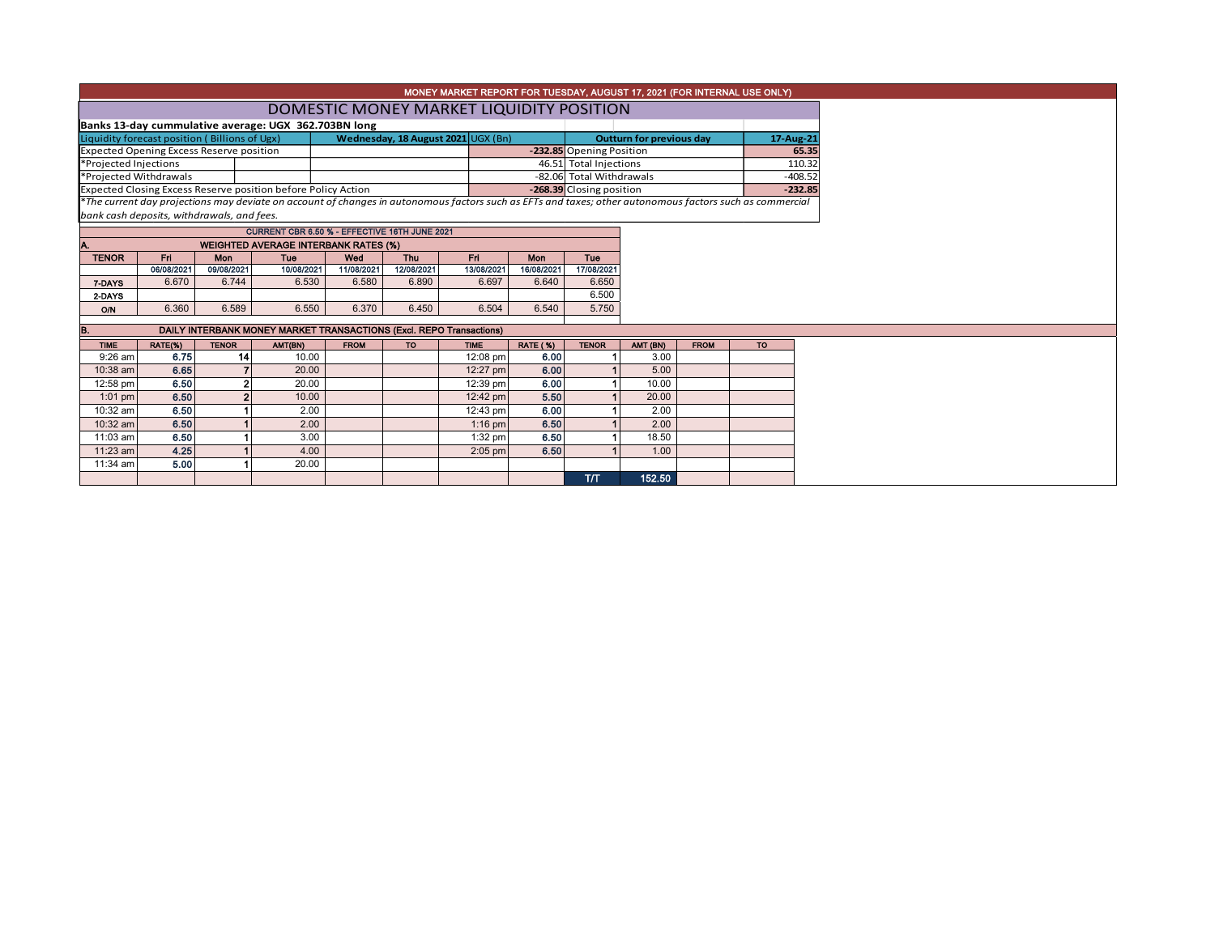# MONEY MARKET REPORT FOR TUESDAY, AUGUST 17, 2021 (FOR INTERNAL USE ONLY)

## DOMESTIC MONEY MARKET LIQUIDITY POSITION

**Banks 13-day cummulative average: UGX 362.703BN long**

| Liquidity forecast position ( Billions of Ugx) | Wednesday, 18 August 2021 UGX (Bn) | Outturn for previous day | 17-Aug-21 |
|---|---|---|---|
| Expected Opening Excess Reserve position | -232.85 | Opening Position | 65.35 |
| *Projected Injections | 46.51 | Total Injections | 110.32 |
| *Projected Withdrawals | -82.06 | Total Withdrawals | -408.52 |
| Expected Closing Excess Reserve position before Policy Action | -268.39 | Closing position | -232.85 |

*The current day projections may deviate on account of changes in autonomous factors such as EFTs and taxes; other autonomous factors such as commercial bank cash deposits, withdrawals, and fees.

CURRENT CBR 6.50 % - EFFECTIVE 16TH JUNE 2021

### A. WEIGHTED AVERAGE INTERBANK RATES (%)

| TENOR | Fri 06/08/2021 | Mon 09/08/2021 | Tue 10/08/2021 | Wed 11/08/2021 | Thu 12/08/2021 | Fri 13/08/2021 | Mon 16/08/2021 | Tue 17/08/2021 |
|---|---|---|---|---|---|---|---|---|
| 7-DAYS | 6.670 | 6.744 | 6.530 | 6.580 | 6.890 | 6.697 | 6.640 | 6.650 |
| 2-DAYS | | | | | | | | 6.500 |
| O/N | 6.360 | 6.589 | 6.550 | 6.370 | 6.450 | 6.504 | 6.540 | 5.750 |

### B. DAILY INTERBANK MONEY MARKET TRANSACTIONS (Excl. REPO Transactions)

| TIME | RATE(%) | TENOR | AMT(BN) | FROM | TO | TIME | RATE ( %) | TENOR | AMT (BN) | FROM | TO |
|---|---|---|---|---|---|---|---|---|---|---|---|
| 9:26 am | 6.75 | 14 | 10.00 | | | 12:08 pm | 6.00 | 1 | 3.00 | | |
| 10:38 am | 6.65 | 7 | 20.00 | | | 12:27 pm | 6.00 | 1 | 5.00 | | |
| 12:58 pm | 6.50 | 2 | 20.00 | | | 12:39 pm | 6.00 | 1 | 10.00 | | |
| 1:01 pm | 6.50 | 2 | 10.00 | | | 12:42 pm | 5.50 | 1 | 20.00 | | |
| 10:32 am | 6.50 | 1 | 2.00 | | | 12:43 pm | 6.00 | 1 | 2.00 | | |
| 10:32 am | 6.50 | 1 | 2.00 | | | 1:16 pm | 6.50 | 1 | 2.00 | | |
| 11:03 am | 6.50 | 1 | 3.00 | | | 1:32 pm | 6.50 | 1 | 18.50 | | |
| 11:23 am | 4.25 | 1 | 4.00 | | | 2:05 pm | 6.50 | 1 | 1.00 | | |
| 11:34 am | 5.00 | 1 | 20.00 | | | | | | | | |
| | | | | | | | | T/T | 152.50 | | |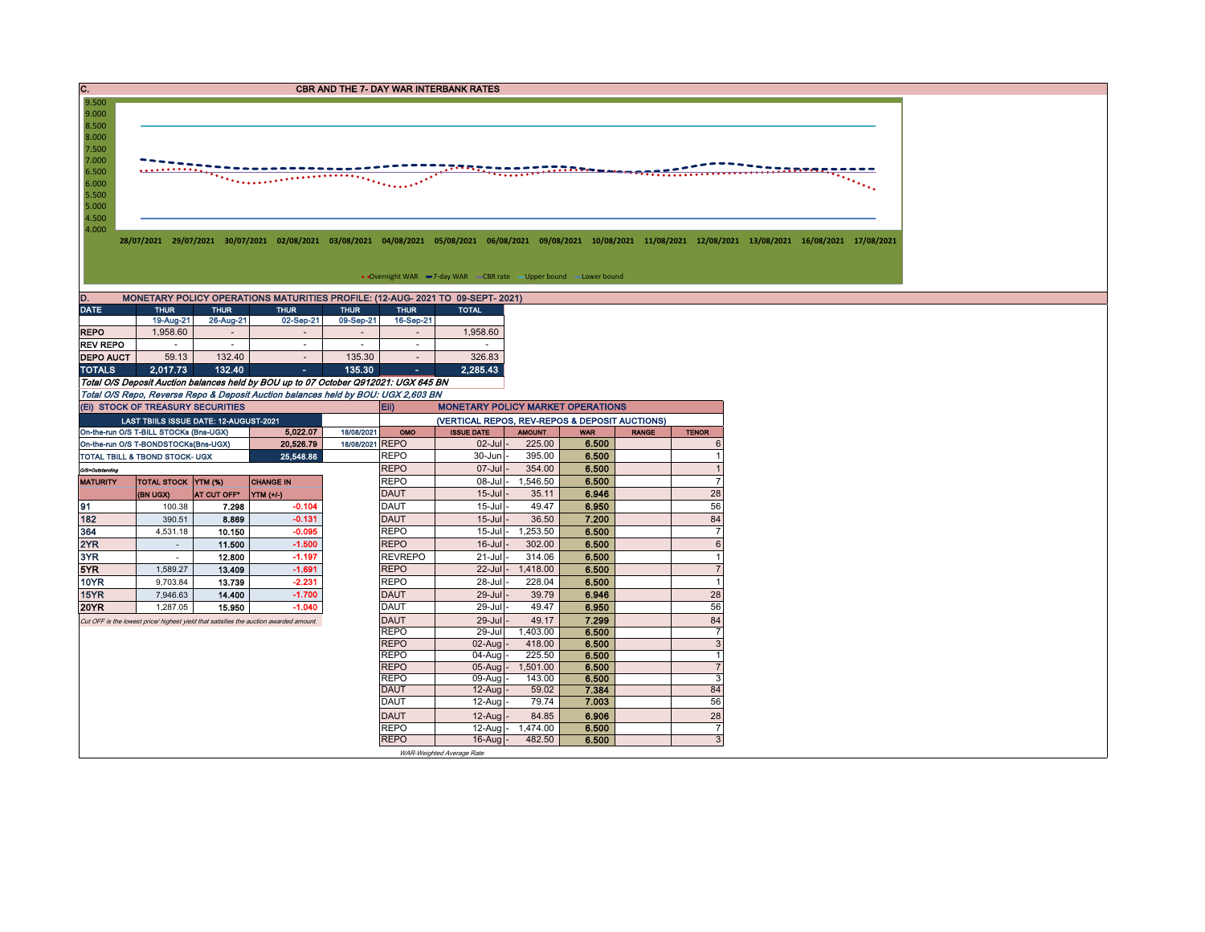## C. CBR AND THE 7- DAY WAR INTERBANK RATES

9.500
9.000
8.500
8.000
7.500
7.000
6.500
6.000
5.500
5.000
4.500
4.000

28/07/2021 29/07/2021 30/07/2021 02/08/2021 03/08/2021 04/08/2021 05/08/2021 06/08/2021 09/08/2021 10/08/2021 11/08/2021 12/08/2021 13/08/2021 16/08/2021 17/08/2021

Overnight WAR, 7-day WAR, CBR rate, Upper bound, Lower bound

## D. MONETARY POLICY OPERATIONS MATURITIES PROFILE: (12-AUG- 2021 TO 09-SEPT- 2021)

| DATE | THUR | THUR | THUR | THUR | THUR | TOTAL |
|---|---|---|---|---|---|---|
| | 19-Aug-21 | 26-Aug-21 | 02-Sep-21 | 09-Sep-21 | 16-Sep-21 | |
| REPO | 1,958.60 | - | - | - | - | 1,958.60 |
| REV REPO | - | - | - | - | - | - |
| DEPO AUCT | 59.13 | 132.40 | - | 135.30 | - | 326.83 |
| TOTALS | 2,017.73 | 132.40 | - | 135.30 | - | 2,285.43 |

*Total O/S Deposit Auction balances held by BOU up to 07 October Q912021: UGX 645 BN*

*Total O/S Repo, Reverse Repo & Deposit Auction balances held by BOU: UGX 2,603 BN*

### (Ei) STOCK OF TREASURY SECURITIES

| LAST TBIILS ISSUE DATE: 12-AUGUST-2021 | | |
|---|---|---|
| On-the-run O/S T-BILL STOCKs (Bns-UGX) | 5,022.07 | 18/08/2021 |
| On-the-run O/S T-BONDSTOCKs(Bns-UGX) | 20,526.79 | 18/08/2021 |
| TOTAL TBILL & TBOND STOCK- UGX | 25,548.86 | |

O/S=Outstanding

| MATURITY | TOTAL STOCK (BN UGX) | YTM (%) AT CUT OFF* | CHANGE IN YTM (+/-) |
|---|---|---|---|
| 91 | 100.38 | 7.298 | -0.104 |
| 182 | 390.51 | 8.869 | -0.131 |
| 364 | 4,531.18 | 10.150 | -0.095 |
| 2YR | - | 11.500 | -1.500 |
| 3YR | - | 12.800 | -1.197 |
| 5YR | 1,589.27 | 13.409 | -1.691 |
| 10YR | 9,703.84 | 13.739 | -2.231 |
| 15YR | 7,946.63 | 14.400 | -1.700 |
| 20YR | 1,287.05 | 15.950 | -1.040 |

*Cut OFF is the lowest price/ highest yield that satisfies the auction awarded amount.*

### Eii) MONETARY POLICY MARKET OPERATIONS

(VERTICAL REPOS, REV-REPOS & DEPOSIT AUCTIONS)

| OMO | ISSUE DATE | AMOUNT | WAR | RANGE | TENOR |
|---|---|---|---|---|---|
| REPO | 02-Jul | 225.00 | 6.500 | | 6 |
| REPO | 30-Jun | 395.00 | 6.500 | | 1 |
| REPO | 07-Jul | 354.00 | 6.500 | | 1 |
| REPO | 08-Jul | 1,546.50 | 6.500 | | 7 |
| DAUT | 15-Jul | 35.11 | 6.946 | | 28 |
| DAUT | 15-Jul | 49.47 | 6.950 | | 56 |
| DAUT | 15-Jul | 36.50 | 7.200 | | 84 |
| REPO | 15-Jul | 1,253.50 | 6.500 | | 7 |
| REPO | 16-Jul | 302.00 | 6.500 | | 6 |
| REVREPO | 21-Jul | 314.06 | 6.500 | | 1 |
| REPO | 22-Jul | 1,418.00 | 6.500 | | 7 |
| REPO | 28-Jul | 228.04 | 6.500 | | 1 |
| DAUT | 29-Jul | 39.79 | 6.946 | | 28 |
| DAUT | 29-Jul | 49.47 | 6.950 | | 56 |
| DAUT | 29-Jul | 49.17 | 7.299 | | 84 |
| REPO | 29-Jul | 1,403.00 | 6.500 | | 7 |
| REPO | 02-Aug | 418.00 | 6.500 | | 3 |
| REPO | 04-Aug | 225.50 | 6.500 | | 1 |
| REPO | 05-Aug | 1,501.00 | 6.500 | | 7 |
| REPO | 09-Aug | 143.00 | 6.500 | | 3 |
| DAUT | 12-Aug | 59.02 | 7.384 | | 84 |
| DAUT | 12-Aug | 79.74 | 7.003 | | 56 |
| DAUT | 12-Aug | 84.85 | 6.906 | | 28 |
| REPO | 12-Aug | 1,474.00 | 6.500 | | 7 |
| REPO | 16-Aug | 482.50 | 6.500 | | 3 |

*WAR-Weighted Average Rate*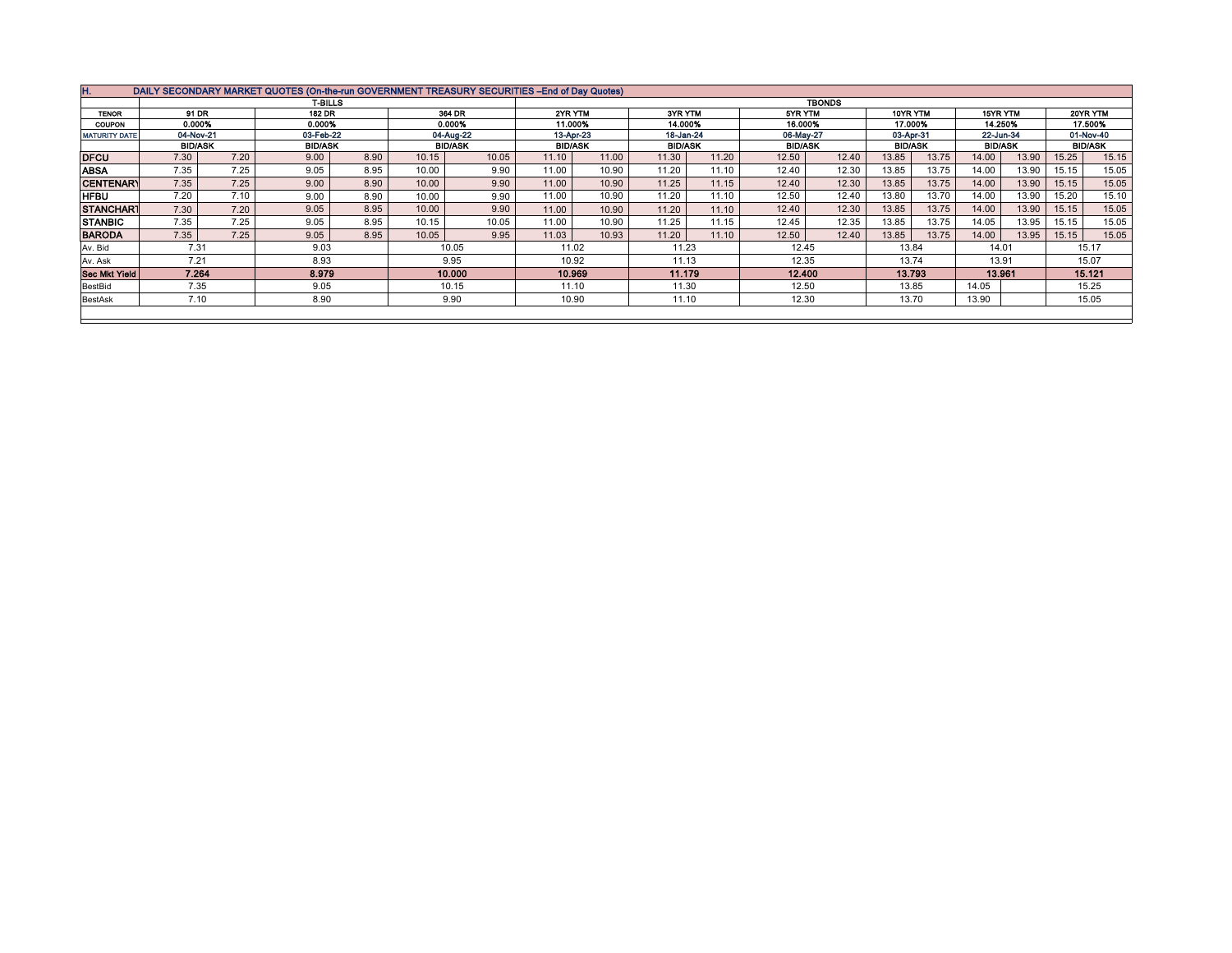## H. DAILY SECONDARY MARKET QUOTES (On-the-run GOVERNMENT TREASURY SECURITIES –End of Day Quotes)

| | T-BILLS | | | | | | TBONDS | | | | | | | | | | | |
|---|---|---|---|---|---|---|---|---|---|---|---|---|---|---|---|---|---|---|
| TENOR | 91 DR | | 182 DR | | 364 DR | | 2YR YTM | | 3YR YTM | | 5YR YTM | | 10YR YTM | | 15YR YTM | | 20YR YTM | |
| COUPON | 0.000% | | 0.000% | | 0.000% | | 11.000% | | 14.000% | | 16.000% | | 17.000% | | 14.250% | | 17.500% | |
| MATURITY DATE | 04-Nov-21 | | 03-Feb-22 | | 04-Aug-22 | | 13-Apr-23 | | 18-Jan-24 | | 06-May-27 | | 03-Apr-31 | | 22-Jun-34 | | 01-Nov-40 | |
| | BID/ASK | | BID/ASK | | BID/ASK | | BID/ASK | | BID/ASK | | BID/ASK | | BID/ASK | | BID/ASK | | BID/ASK | |
| DFCU | 7.30 | 7.20 | 9.00 | 8.90 | 10.15 | 10.05 | 11.10 | 11.00 | 11.30 | 11.20 | 12.50 | 12.40 | 13.85 | 13.75 | 14.00 | 13.90 | 15.25 | 15.15 |
| ABSA | 7.35 | 7.25 | 9.05 | 8.95 | 10.00 | 9.90 | 11.00 | 10.90 | 11.20 | 11.10 | 12.40 | 12.30 | 13.85 | 13.75 | 14.00 | 13.90 | 15.15 | 15.05 |
| CENTENARY | 7.35 | 7.25 | 9.00 | 8.90 | 10.00 | 9.90 | 11.00 | 10.90 | 11.25 | 11.15 | 12.40 | 12.30 | 13.85 | 13.75 | 14.00 | 13.90 | 15.15 | 15.05 |
| HFBU | 7.20 | 7.10 | 9.00 | 8.90 | 10.00 | 9.90 | 11.00 | 10.90 | 11.20 | 11.10 | 12.50 | 12.40 | 13.80 | 13.70 | 14.00 | 13.90 | 15.20 | 15.10 |
| STANCHART | 7.30 | 7.20 | 9.05 | 8.95 | 10.00 | 9.90 | 11.00 | 10.90 | 11.20 | 11.10 | 12.40 | 12.30 | 13.85 | 13.75 | 14.00 | 13.90 | 15.15 | 15.05 |
| STANBIC | 7.35 | 7.25 | 9.05 | 8.95 | 10.15 | 10.05 | 11.00 | 10.90 | 11.25 | 11.15 | 12.45 | 12.35 | 13.85 | 13.75 | 14.05 | 13.95 | 15.15 | 15.05 |
| BARODA | 7.35 | 7.25 | 9.05 | 8.95 | 10.05 | 9.95 | 11.03 | 10.93 | 11.20 | 11.10 | 12.50 | 12.40 | 13.85 | 13.75 | 14.00 | 13.95 | 15.15 | 15.05 |
| Av. Bid | 7.31 | | 9.03 | | 10.05 | | 11.02 | | 11.23 | | 12.45 | | 13.84 | | 14.01 | | 15.17 | |
| Av. Ask | 7.21 | | 8.93 | | 9.95 | | 10.92 | | 11.13 | | 12.35 | | 13.74 | | 13.91 | | 15.07 | |
| Sec Mkt Yield | 7.264 | | 8.979 | | 10.000 | | 10.969 | | 11.179 | | 12.400 | | 13.793 | | 13.961 | | 15.121 | |
| BestBid | 7.35 | | 9.05 | | 10.15 | | 11.10 | | 11.30 | | 12.50 | | 13.85 | | 14.05 | | 15.25 | |
| BestAsk | 7.10 | | 8.90 | | 9.90 | | 10.90 | | 11.10 | | 12.30 | | 13.70 | | 13.90 | | 15.05 | |